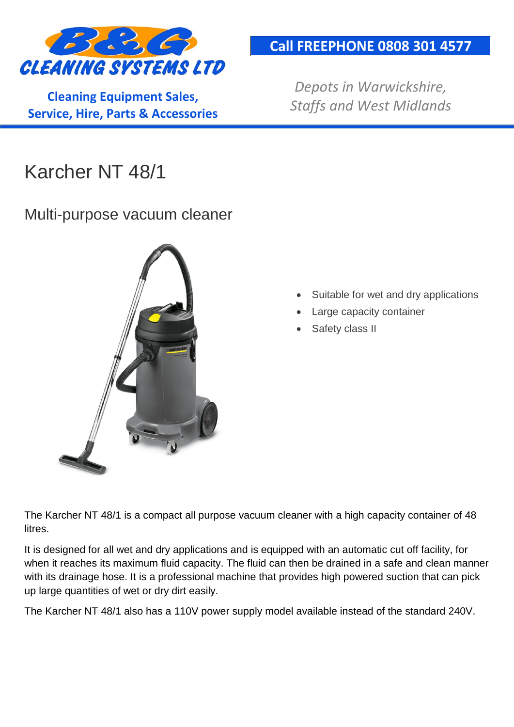B&G CLEANING SYSTEMS LTD

**Cleaning Equipment Sales, Service, Hire, Parts & Accessories**

**Call FREEPHONE 0808 301 4577**

*Depots in Warwickshire, Staffs and West Midlands*

# Karcher NT 48/1

## Multi-purpose vacuum cleaner

- Suitable for wet and dry applications
- Large capacity container
- Safety class II

The Karcher NT 48/1 is a compact all purpose vacuum cleaner with a high capacity container of 48 litres.

It is designed for all wet and dry applications and is equipped with an automatic cut off facility, for when it reaches its maximum fluid capacity. The fluid can then be drained in a safe and clean manner with its drainage hose. It is a professional machine that provides high powered suction that can pick up large quantities of wet or dry dirt easily.

The Karcher NT 48/1 also has a 110V power supply model available instead of the standard 240V.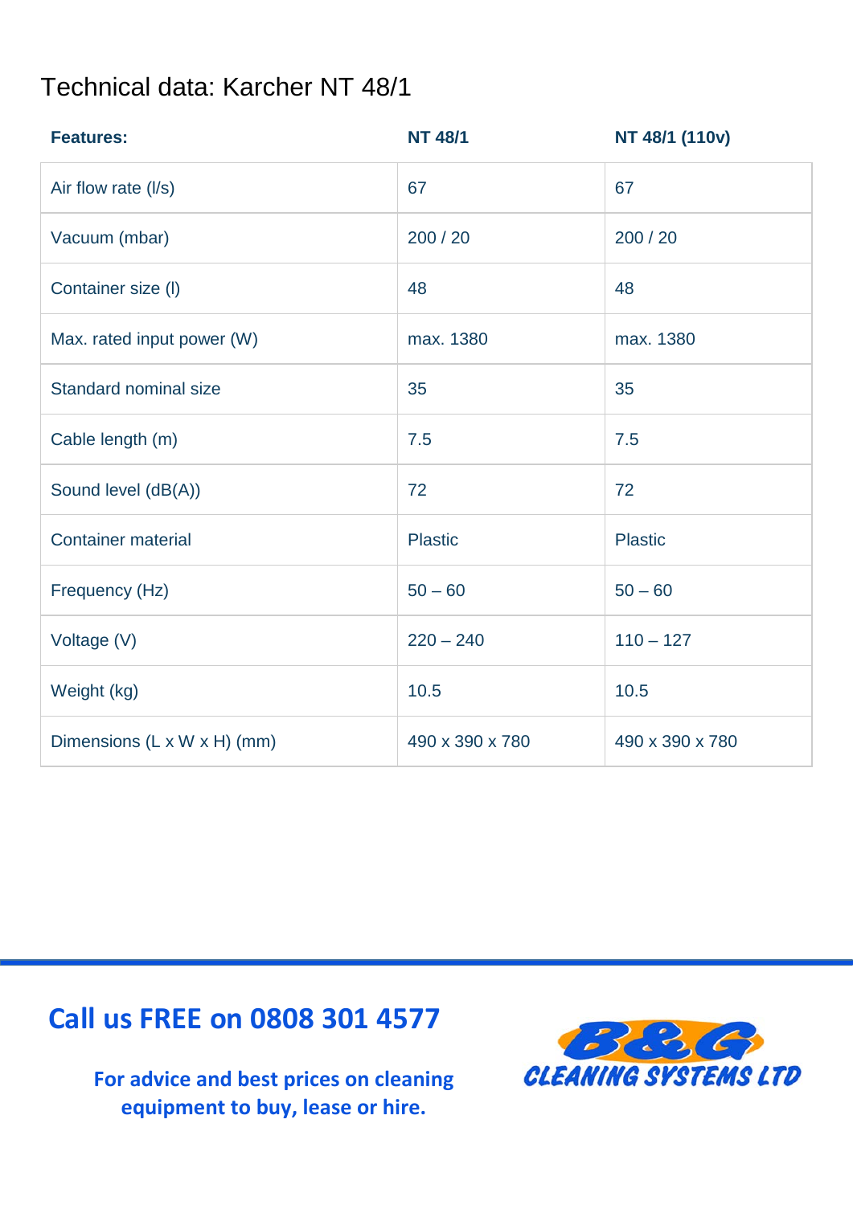# Technical data: Karcher NT 48/1

| Features: | NT 48/1 | NT 48/1 (110v) |
|---|---|---|
| Air flow rate (l/s) | 67 | 67 |
| Vacuum (mbar) | 200 / 20 | 200 / 20 |
| Container size (l) | 48 | 48 |
| Max. rated input power (W) | max. 1380 | max. 1380 |
| Standard nominal size | 35 | 35 |
| Cable length (m) | 7.5 | 7.5 |
| Sound level (dB(A)) | 72 | 72 |
| Container material | Plastic | Plastic |
| Frequency (Hz) | 50 – 60 | 50 – 60 |
| Voltage (V) | 220 – 240 | 110 – 127 |
| Weight (kg) | 10.5 | 10.5 |
| Dimensions (L x W x H) (mm) | 490 x 390 x 780 | 490 x 390 x 780 |

**Call us FREE on 0808 301 4577**

**For advice and best prices on cleaning equipment to buy, lease or hire.**

B&G CLEANING SYSTEMS LTD